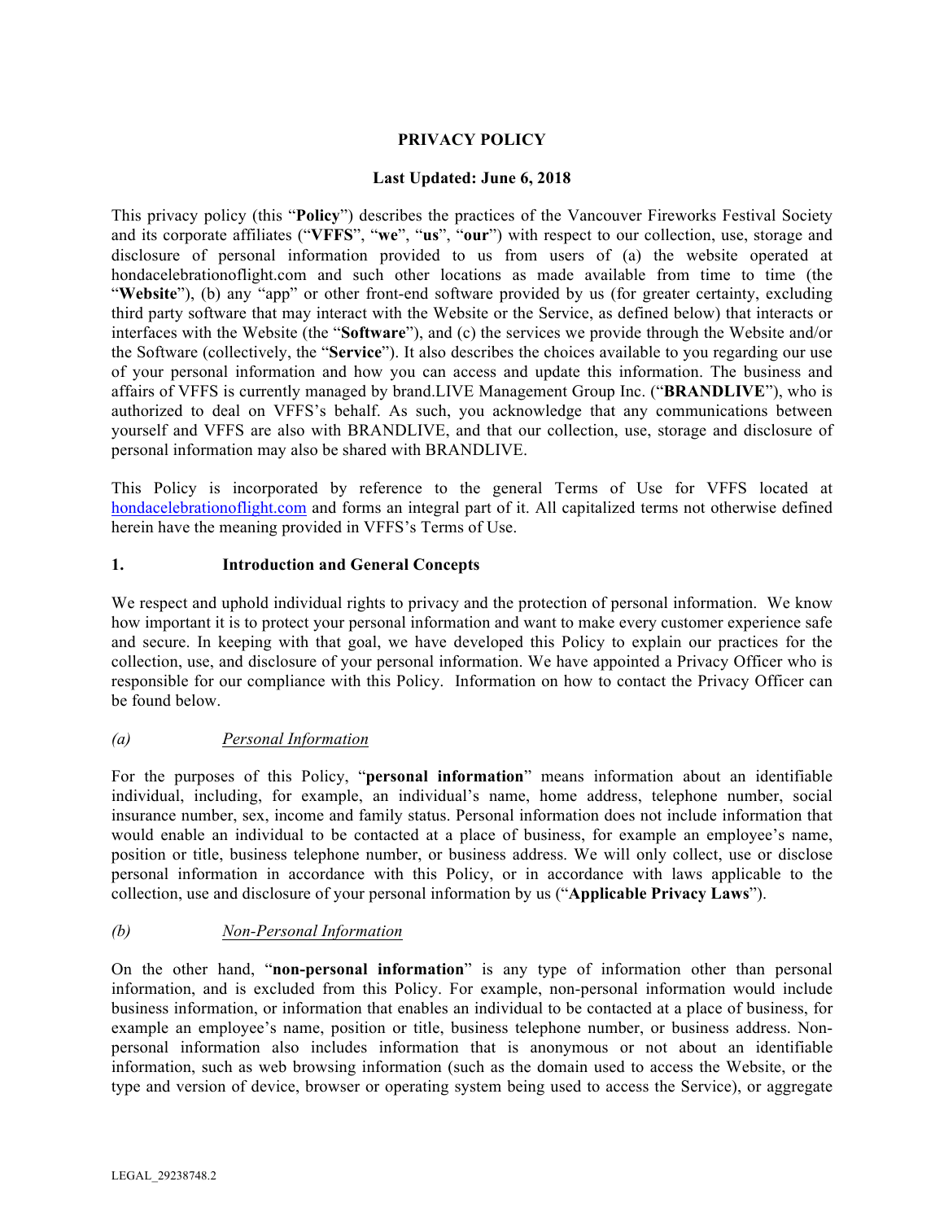# PRIVACY POLICY

**Last Updated: June 6, 2018**

This privacy policy (this "**Policy**") describes the practices of the Vancouver Fireworks Festival Society and its corporate affiliates ("**VFFS**", "**we**", "**us**", "**our**") with respect to our collection, use, storage and disclosure of personal information provided to us from users of (a) the website operated at hondacelebrationoflight.com and such other locations as made available from time to time (the "**Website**"), (b) any "app" or other front-end software provided by us (for greater certainty, excluding third party software that may interact with the Website or the Service, as defined below) that interacts or interfaces with the Website (the "**Software**"), and (c) the services we provide through the Website and/or the Software (collectively, the "**Service**"). It also describes the choices available to you regarding our use of your personal information and how you can access and update this information. The business and affairs of VFFS is currently managed by brand.LIVE Management Group Inc. ("**BRANDLIVE**"), who is authorized to deal on VFFS's behalf. As such, you acknowledge that any communications between yourself and VFFS are also with BRANDLIVE, and that our collection, use, storage and disclosure of personal information may also be shared with BRANDLIVE.

This Policy is incorporated by reference to the general Terms of Use for VFFS located at hondacelebrationoflight.com and forms an integral part of it. All capitalized terms not otherwise defined herein have the meaning provided in VFFS's Terms of Use.

## 1. Introduction and General Concepts

We respect and uphold individual rights to privacy and the protection of personal information. We know how important it is to protect your personal information and want to make every customer experience safe and secure. In keeping with that goal, we have developed this Policy to explain our practices for the collection, use, and disclosure of your personal information. We have appointed a Privacy Officer who is responsible for our compliance with this Policy. Information on how to contact the Privacy Officer can be found below.

### *(a) Personal Information*

For the purposes of this Policy, "**personal information**" means information about an identifiable individual, including, for example, an individual's name, home address, telephone number, social insurance number, sex, income and family status. Personal information does not include information that would enable an individual to be contacted at a place of business, for example an employee's name, position or title, business telephone number, or business address. We will only collect, use or disclose personal information in accordance with this Policy, or in accordance with laws applicable to the collection, use and disclosure of your personal information by us ("**Applicable Privacy Laws**").

### *(b) Non-Personal Information*

On the other hand, "**non-personal information**" is any type of information other than personal information, and is excluded from this Policy. For example, non-personal information would include business information, or information that enables an individual to be contacted at a place of business, for example an employee's name, position or title, business telephone number, or business address. Non-personal information also includes information that is anonymous or not about an identifiable information, such as web browsing information (such as the domain used to access the Website, or the type and version of device, browser or operating system being used to access the Service), or aggregate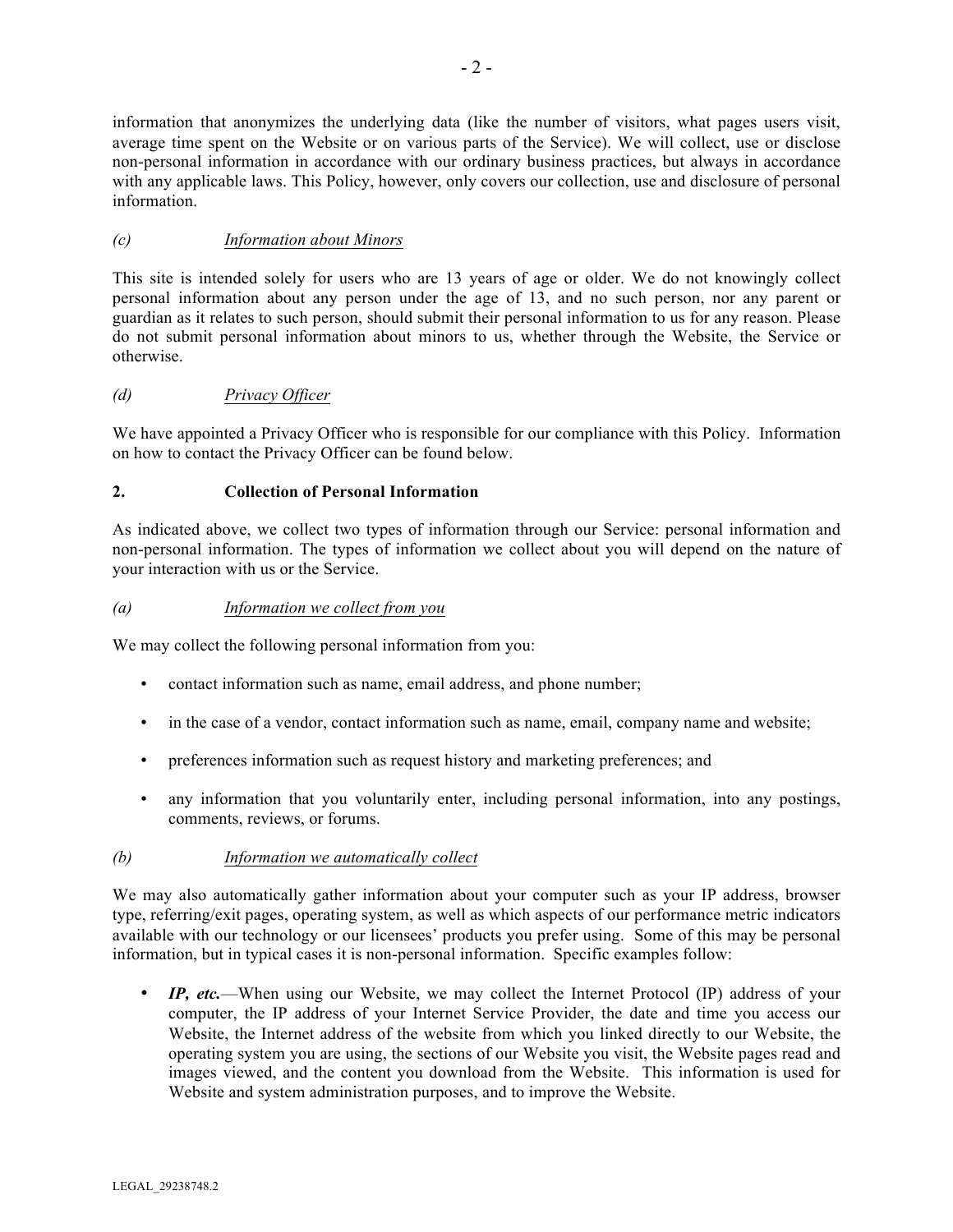information that anonymizes the underlying data (like the number of visitors, what pages users visit, average time spent on the Website or on various parts of the Service). We will collect, use or disclose non-personal information in accordance with our ordinary business practices, but always in accordance with any applicable laws. This Policy, however, only covers our collection, use and disclosure of personal information.

### *(c)* *Information about Minors*

This site is intended solely for users who are 13 years of age or older. We do not knowingly collect personal information about any person under the age of 13, and no such person, nor any parent or guardian as it relates to such person, should submit their personal information to us for any reason. Please do not submit personal information about minors to us, whether through the Website, the Service or otherwise.

### *(d)* *Privacy Officer*

We have appointed a Privacy Officer who is responsible for our compliance with this Policy. Information on how to contact the Privacy Officer can be found below.

## 2. Collection of Personal Information

As indicated above, we collect two types of information through our Service: personal information and non-personal information. The types of information we collect about you will depend on the nature of your interaction with us or the Service.

### *(a)* *Information we collect from you*

We may collect the following personal information from you:

- contact information such as name, email address, and phone number;
- in the case of a vendor, contact information such as name, email, company name and website;
- preferences information such as request history and marketing preferences; and
- any information that you voluntarily enter, including personal information, into any postings, comments, reviews, or forums.

### *(b)* *Information we automatically collect*

We may also automatically gather information about your computer such as your IP address, browser type, referring/exit pages, operating system, as well as which aspects of our performance metric indicators available with our technology or our licensees' products you prefer using. Some of this may be personal information, but in typical cases it is non-personal information. Specific examples follow:

- ***IP, etc.***—When using our Website, we may collect the Internet Protocol (IP) address of your computer, the IP address of your Internet Service Provider, the date and time you access our Website, the Internet address of the website from which you linked directly to our Website, the operating system you are using, the sections of our Website you visit, the Website pages read and images viewed, and the content you download from the Website. This information is used for Website and system administration purposes, and to improve the Website.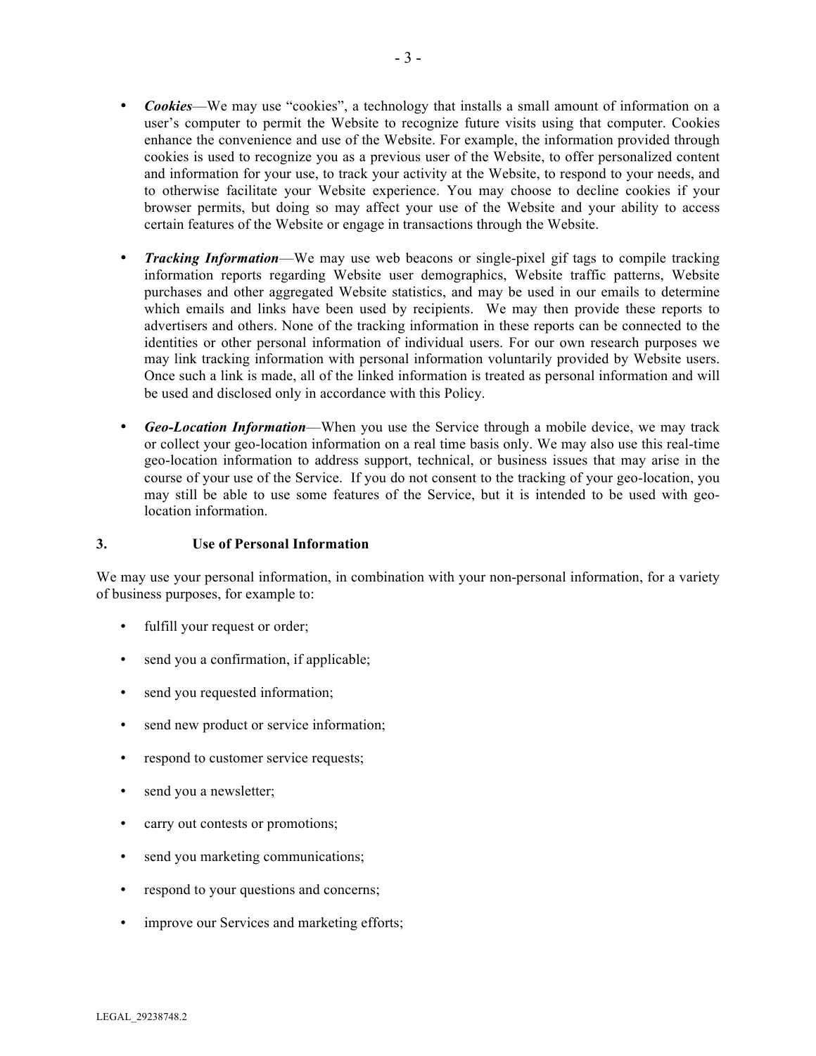- ***Cookies***—We may use “cookies”, a technology that installs a small amount of information on a user’s computer to permit the Website to recognize future visits using that computer. Cookies enhance the convenience and use of the Website. For example, the information provided through cookies is used to recognize you as a previous user of the Website, to offer personalized content and information for your use, to track your activity at the Website, to respond to your needs, and to otherwise facilitate your Website experience. You may choose to decline cookies if your browser permits, but doing so may affect your use of the Website and your ability to access certain features of the Website or engage in transactions through the Website.

- ***Tracking Information***—We may use web beacons or single-pixel gif tags to compile tracking information reports regarding Website user demographics, Website traffic patterns, Website purchases and other aggregated Website statistics, and may be used in our emails to determine which emails and links have been used by recipients. We may then provide these reports to advertisers and others. None of the tracking information in these reports can be connected to the identities or other personal information of individual users. For our own research purposes we may link tracking information with personal information voluntarily provided by Website users. Once such a link is made, all of the linked information is treated as personal information and will be used and disclosed only in accordance with this Policy.

- ***Geo-Location Information***—When you use the Service through a mobile device, we may track or collect your geo-location information on a real time basis only. We may also use this real-time geo-location information to address support, technical, or business issues that may arise in the course of your use of the Service. If you do not consent to the tracking of your geo-location, you may still be able to use some features of the Service, but it is intended to be used with geo-location information.

## 3. Use of Personal Information

We may use your personal information, in combination with your non-personal information, for a variety of business purposes, for example to:

- fulfill your request or order;
- send you a confirmation, if applicable;
- send you requested information;
- send new product or service information;
- respond to customer service requests;
- send you a newsletter;
- carry out contests or promotions;
- send you marketing communications;
- respond to your questions and concerns;
- improve our Services and marketing efforts;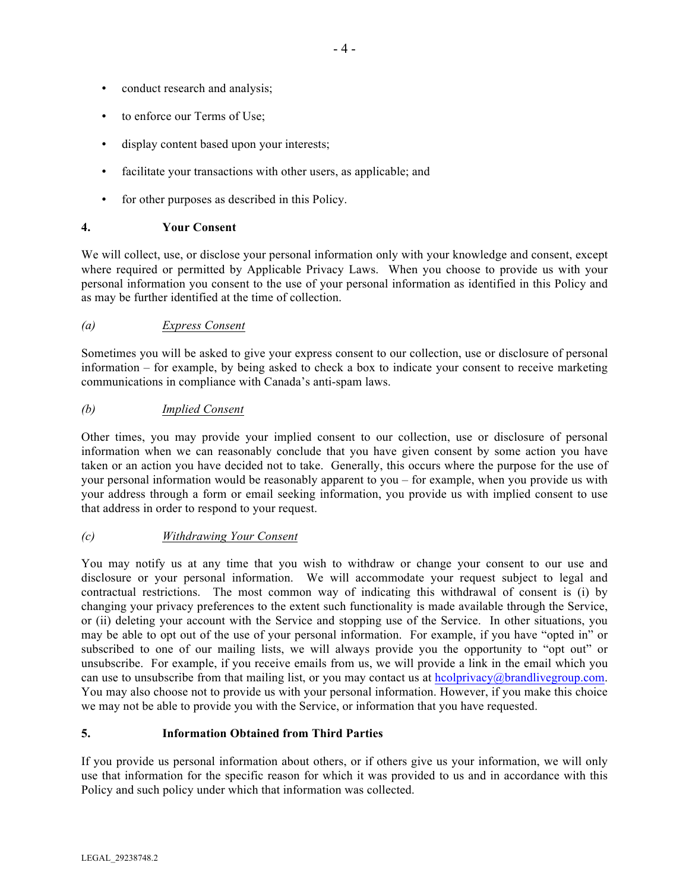- conduct research and analysis;
- to enforce our Terms of Use;
- display content based upon your interests;
- facilitate your transactions with other users, as applicable; and
- for other purposes as described in this Policy.

## 4. Your Consent

We will collect, use, or disclose your personal information only with your knowledge and consent, except where required or permitted by Applicable Privacy Laws. When you choose to provide us with your personal information you consent to the use of your personal information as identified in this Policy and as may be further identified at the time of collection.

### *(a)* *Express Consent*

Sometimes you will be asked to give your express consent to our collection, use or disclosure of personal information – for example, by being asked to check a box to indicate your consent to receive marketing communications in compliance with Canada's anti-spam laws.

### *(b)* *Implied Consent*

Other times, you may provide your implied consent to our collection, use or disclosure of personal information when we can reasonably conclude that you have given consent by some action you have taken or an action you have decided not to take. Generally, this occurs where the purpose for the use of your personal information would be reasonably apparent to you – for example, when you provide us with your address through a form or email seeking information, you provide us with implied consent to use that address in order to respond to your request.

### *(c)* *Withdrawing Your Consent*

You may notify us at any time that you wish to withdraw or change your consent to our use and disclosure or your personal information. We will accommodate your request subject to legal and contractual restrictions. The most common way of indicating this withdrawal of consent is (i) by changing your privacy preferences to the extent such functionality is made available through the Service, or (ii) deleting your account with the Service and stopping use of the Service. In other situations, you may be able to opt out of the use of your personal information. For example, if you have "opted in" or subscribed to one of our mailing lists, we will always provide you the opportunity to "opt out" or unsubscribe. For example, if you receive emails from us, we will provide a link in the email which you can use to unsubscribe from that mailing list, or you may contact us at hcolprivacy@brandlivegroup.com. You may also choose not to provide us with your personal information. However, if you make this choice we may not be able to provide you with the Service, or information that you have requested.

## 5. Information Obtained from Third Parties

If you provide us personal information about others, or if others give us your information, we will only use that information for the specific reason for which it was provided to us and in accordance with this Policy and such policy under which that information was collected.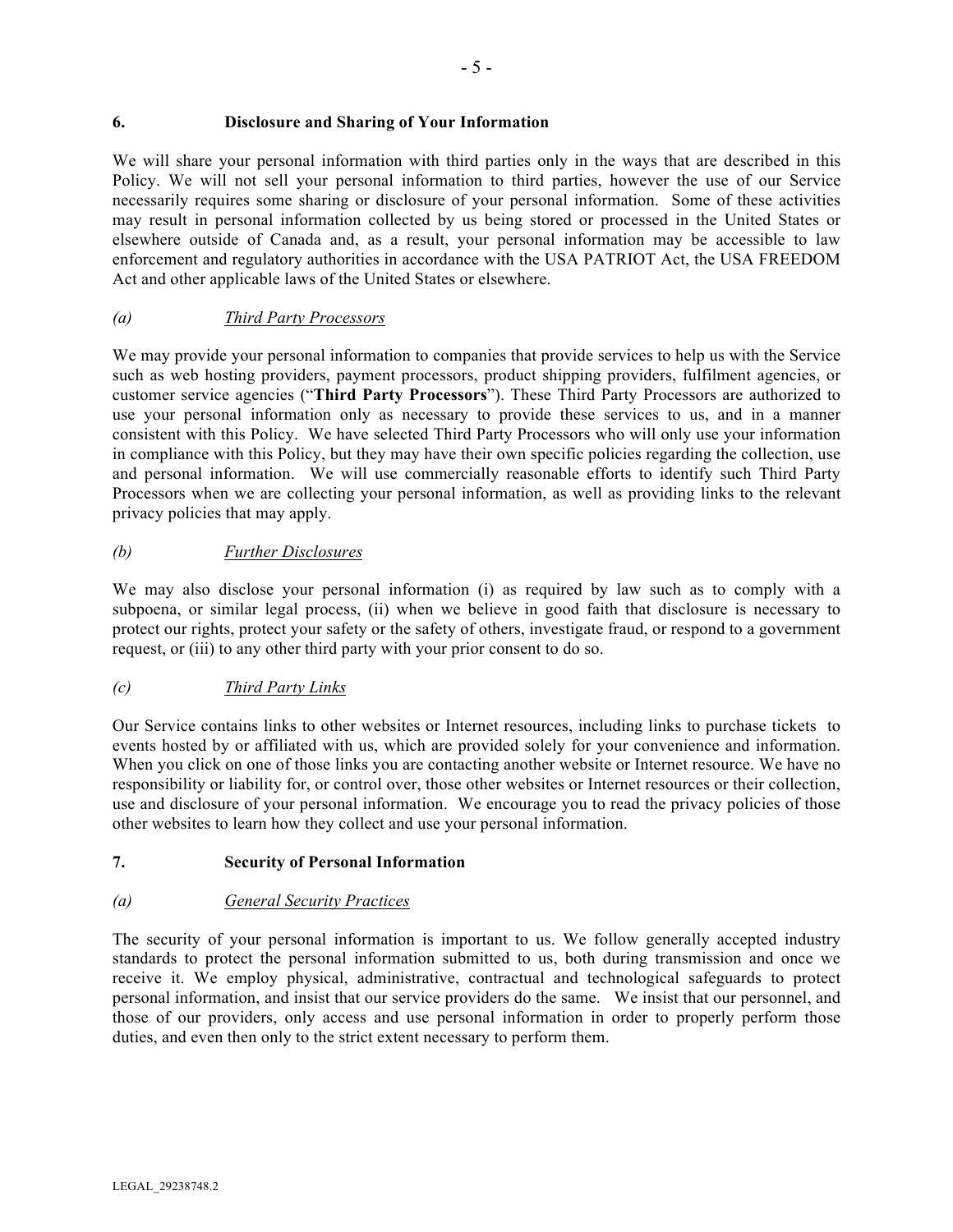## 6. Disclosure and Sharing of Your Information

We will share your personal information with third parties only in the ways that are described in this Policy. We will not sell your personal information to third parties, however the use of our Service necessarily requires some sharing or disclosure of your personal information. Some of these activities may result in personal information collected by us being stored or processed in the United States or elsewhere outside of Canada and, as a result, your personal information may be accessible to law enforcement and regulatory authorities in accordance with the USA PATRIOT Act, the USA FREEDOM Act and other applicable laws of the United States or elsewhere.

### *(a) Third Party Processors*

We may provide your personal information to companies that provide services to help us with the Service such as web hosting providers, payment processors, product shipping providers, fulfilment agencies, or customer service agencies ("**Third Party Processors**"). These Third Party Processors are authorized to use your personal information only as necessary to provide these services to us, and in a manner consistent with this Policy. We have selected Third Party Processors who will only use your information in compliance with this Policy, but they may have their own specific policies regarding the collection, use and personal information. We will use commercially reasonable efforts to identify such Third Party Processors when we are collecting your personal information, as well as providing links to the relevant privacy policies that may apply.

### *(b) Further Disclosures*

We may also disclose your personal information (i) as required by law such as to comply with a subpoena, or similar legal process, (ii) when we believe in good faith that disclosure is necessary to protect our rights, protect your safety or the safety of others, investigate fraud, or respond to a government request, or (iii) to any other third party with your prior consent to do so.

### *(c) Third Party Links*

Our Service contains links to other websites or Internet resources, including links to purchase tickets to events hosted by or affiliated with us, which are provided solely for your convenience and information. When you click on one of those links you are contacting another website or Internet resource. We have no responsibility or liability for, or control over, those other websites or Internet resources or their collection, use and disclosure of your personal information. We encourage you to read the privacy policies of those other websites to learn how they collect and use your personal information.

## 7. Security of Personal Information

### *(a) General Security Practices*

The security of your personal information is important to us. We follow generally accepted industry standards to protect the personal information submitted to us, both during transmission and once we receive it. We employ physical, administrative, contractual and technological safeguards to protect personal information, and insist that our service providers do the same. We insist that our personnel, and those of our providers, only access and use personal information in order to properly perform those duties, and even then only to the strict extent necessary to perform them.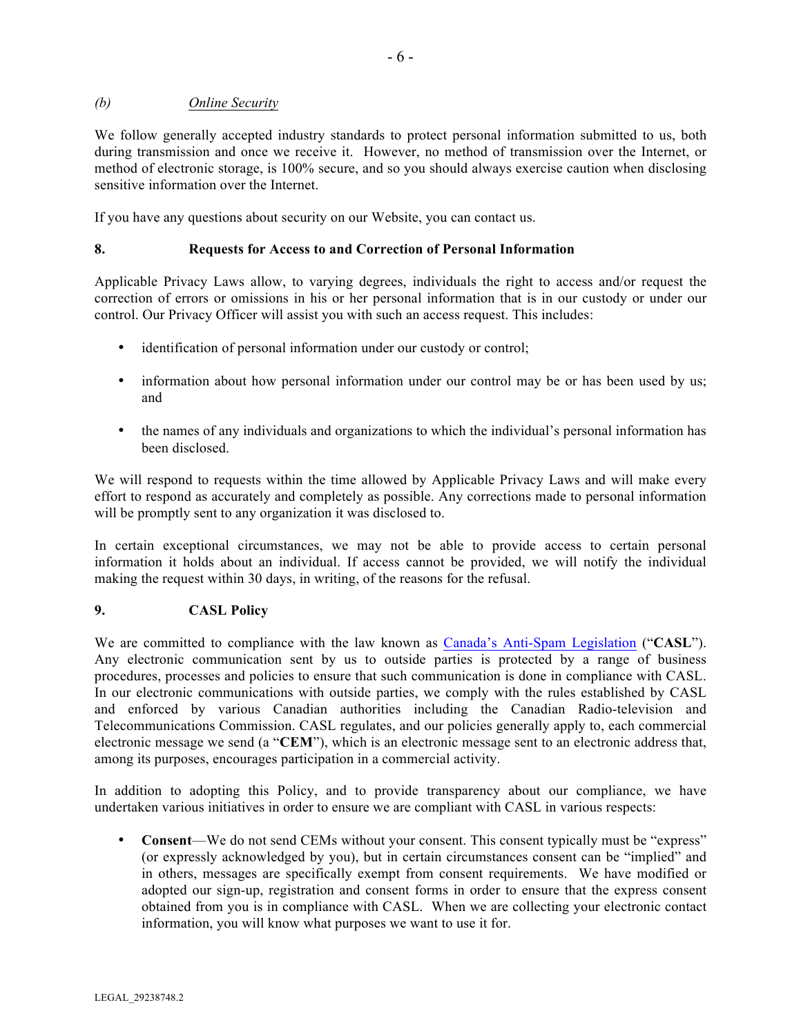*(b) Online Security*

We follow generally accepted industry standards to protect personal information submitted to us, both during transmission and once we receive it. However, no method of transmission over the Internet, or method of electronic storage, is 100% secure, and so you should always exercise caution when disclosing sensitive information over the Internet.

If you have any questions about security on our Website, you can contact us.

## 8. Requests for Access to and Correction of Personal Information

Applicable Privacy Laws allow, to varying degrees, individuals the right to access and/or request the correction of errors or omissions in his or her personal information that is in our custody or under our control. Our Privacy Officer will assist you with such an access request. This includes:

- identification of personal information under our custody or control;
- information about how personal information under our control may be or has been used by us; and
- the names of any individuals and organizations to which the individual's personal information has been disclosed.

We will respond to requests within the time allowed by Applicable Privacy Laws and will make every effort to respond as accurately and completely as possible. Any corrections made to personal information will be promptly sent to any organization it was disclosed to.

In certain exceptional circumstances, we may not be able to provide access to certain personal information it holds about an individual. If access cannot be provided, we will notify the individual making the request within 30 days, in writing, of the reasons for the refusal.

## 9. CASL Policy

We are committed to compliance with the law known as Canada's Anti-Spam Legislation ("**CASL**"). Any electronic communication sent by us to outside parties is protected by a range of business procedures, processes and policies to ensure that such communication is done in compliance with CASL. In our electronic communications with outside parties, we comply with the rules established by CASL and enforced by various Canadian authorities including the Canadian Radio-television and Telecommunications Commission. CASL regulates, and our policies generally apply to, each commercial electronic message we send (a "**CEM**"), which is an electronic message sent to an electronic address that, among its purposes, encourages participation in a commercial activity.

In addition to adopting this Policy, and to provide transparency about our compliance, we have undertaken various initiatives in order to ensure we are compliant with CASL in various respects:

- **Consent**—We do not send CEMs without your consent. This consent typically must be "express" (or expressly acknowledged by you), but in certain circumstances consent can be "implied" and in others, messages are specifically exempt from consent requirements. We have modified or adopted our sign-up, registration and consent forms in order to ensure that the express consent obtained from you is in compliance with CASL. When we are collecting your electronic contact information, you will know what purposes we want to use it for.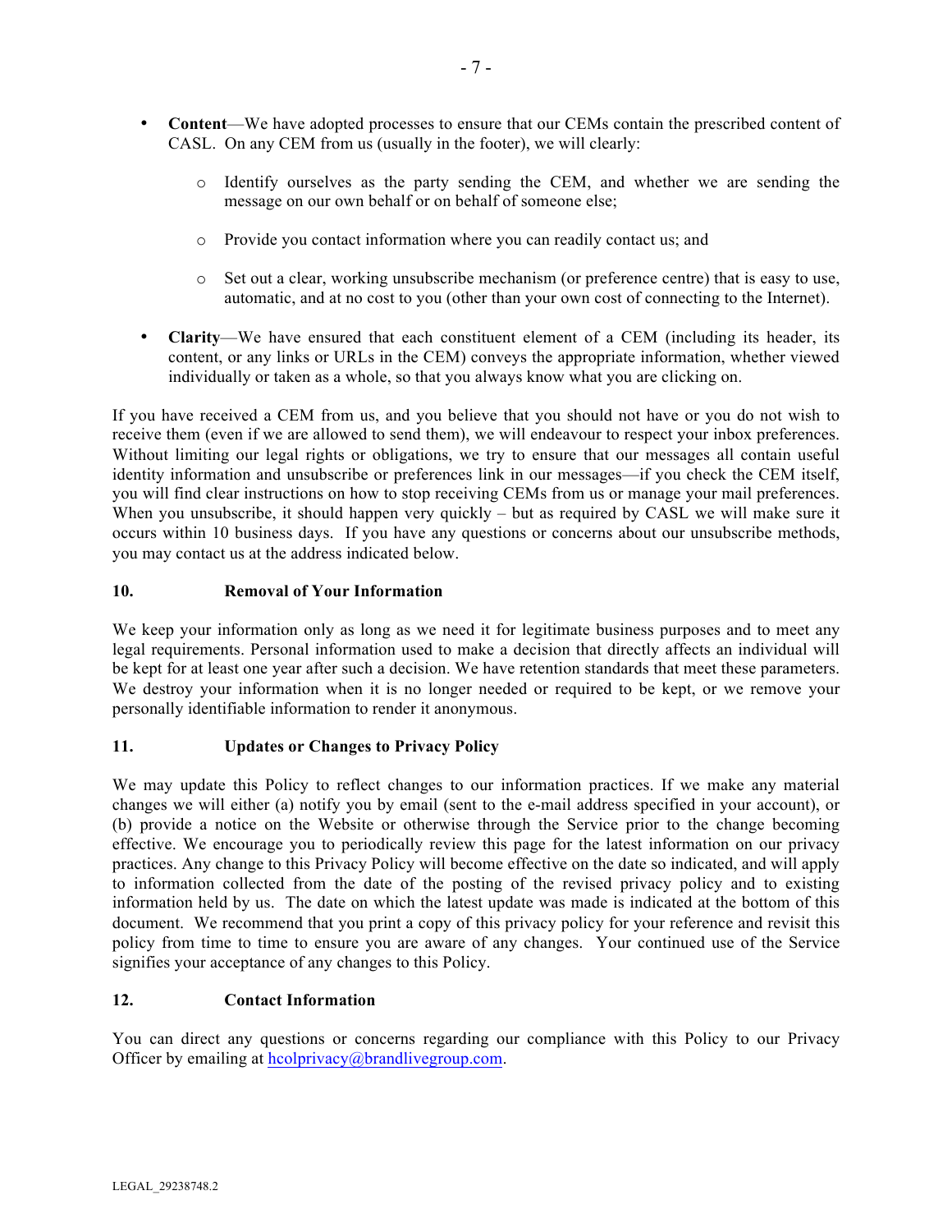- **Content**—We have adopted processes to ensure that our CEMs contain the prescribed content of CASL. On any CEM from us (usually in the footer), we will clearly:
  - Identify ourselves as the party sending the CEM, and whether we are sending the message on our own behalf or on behalf of someone else;
  - Provide you contact information where you can readily contact us; and
  - Set out a clear, working unsubscribe mechanism (or preference centre) that is easy to use, automatic, and at no cost to you (other than your own cost of connecting to the Internet).
- **Clarity**—We have ensured that each constituent element of a CEM (including its header, its content, or any links or URLs in the CEM) conveys the appropriate information, whether viewed individually or taken as a whole, so that you always know what you are clicking on.

If you have received a CEM from us, and you believe that you should not have or you do not wish to receive them (even if we are allowed to send them), we will endeavour to respect your inbox preferences. Without limiting our legal rights or obligations, we try to ensure that our messages all contain useful identity information and unsubscribe or preferences link in our messages—if you check the CEM itself, you will find clear instructions on how to stop receiving CEMs from us or manage your mail preferences. When you unsubscribe, it should happen very quickly – but as required by CASL we will make sure it occurs within 10 business days. If you have any questions or concerns about our unsubscribe methods, you may contact us at the address indicated below.

## 10. Removal of Your Information

We keep your information only as long as we need it for legitimate business purposes and to meet any legal requirements. Personal information used to make a decision that directly affects an individual will be kept for at least one year after such a decision. We have retention standards that meet these parameters. We destroy your information when it is no longer needed or required to be kept, or we remove your personally identifiable information to render it anonymous.

## 11. Updates or Changes to Privacy Policy

We may update this Policy to reflect changes to our information practices. If we make any material changes we will either (a) notify you by email (sent to the e-mail address specified in your account), or (b) provide a notice on the Website or otherwise through the Service prior to the change becoming effective. We encourage you to periodically review this page for the latest information on our privacy practices. Any change to this Privacy Policy will become effective on the date so indicated, and will apply to information collected from the date of the posting of the revised privacy policy and to existing information held by us. The date on which the latest update was made is indicated at the bottom of this document. We recommend that you print a copy of this privacy policy for your reference and revisit this policy from time to time to ensure you are aware of any changes. Your continued use of the Service signifies your acceptance of any changes to this Policy.

## 12. Contact Information

You can direct any questions or concerns regarding our compliance with this Policy to our Privacy Officer by emailing at hcolprivacy@brandlivegroup.com.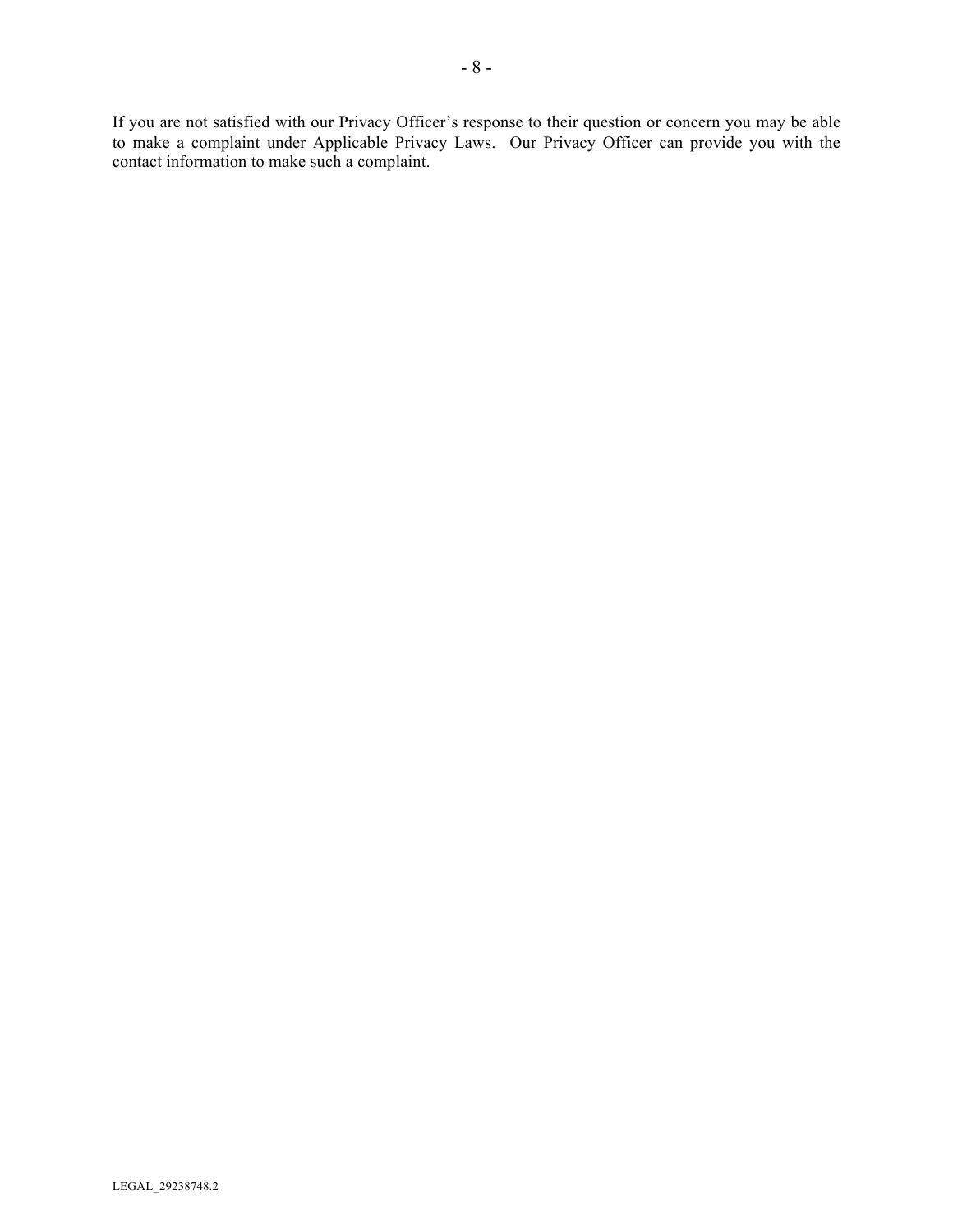If you are not satisfied with our Privacy Officer's response to their question or concern you may be able to make a complaint under Applicable Privacy Laws. Our Privacy Officer can provide you with the contact information to make such a complaint.

LEGAL_29238748.2